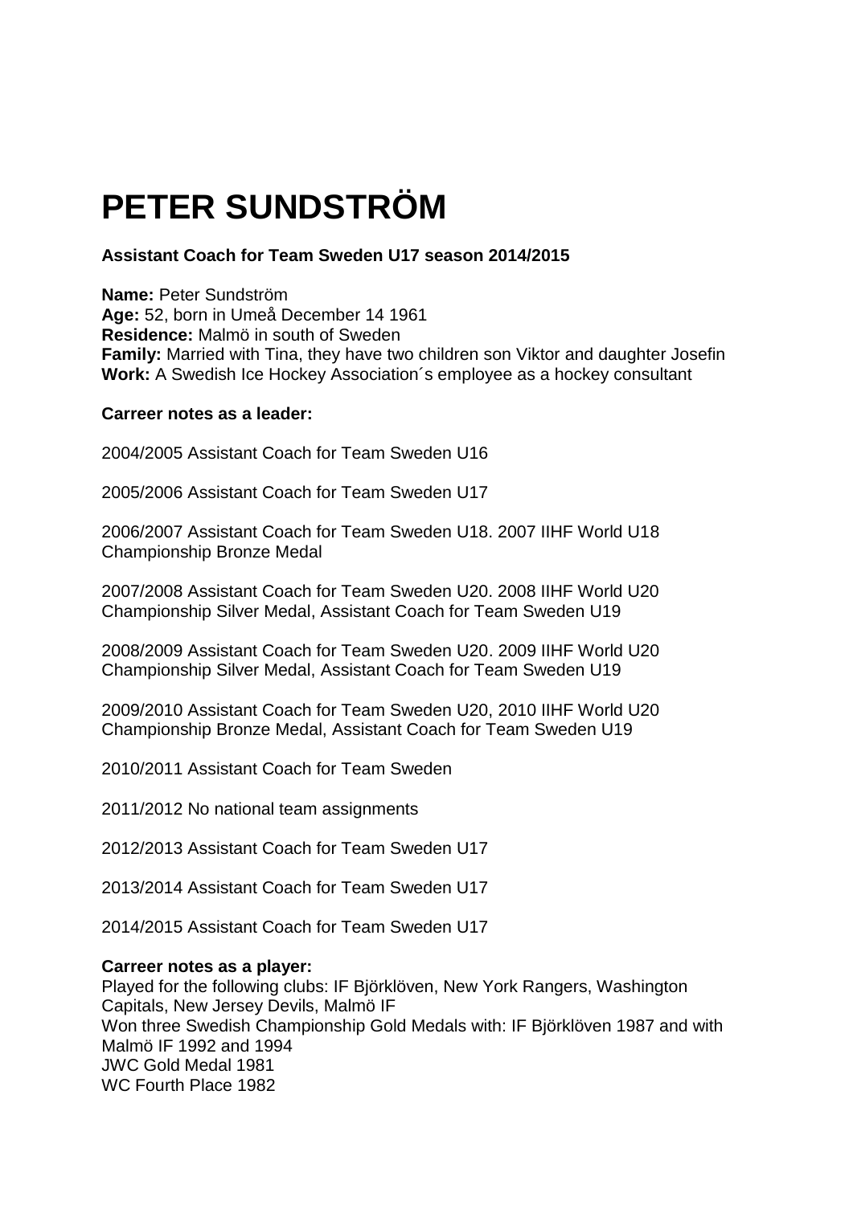# PETER SUNDSTRÖM

**Assistant Coach for Team Sweden U17 season 2014/2015**

**Name:** Peter Sundström
**Age:** 52, born in Umeå December 14 1961
**Residence:** Malmö in south of Sweden
**Family:** Married with Tina, they have two children son Viktor and daughter Josefin
**Work:** A Swedish Ice Hockey Association´s employee as a hockey consultant

**Carreer notes as a leader:**

2004/2005 Assistant Coach for Team Sweden U16

2005/2006 Assistant Coach for Team Sweden U17

2006/2007 Assistant Coach for Team Sweden U18. 2007 IIHF World U18 Championship Bronze Medal

2007/2008 Assistant Coach for Team Sweden U20. 2008 IIHF World U20 Championship Silver Medal, Assistant Coach for Team Sweden U19

2008/2009 Assistant Coach for Team Sweden U20. 2009 IIHF World U20 Championship Silver Medal, Assistant Coach for Team Sweden U19

2009/2010 Assistant Coach for Team Sweden U20, 2010 IIHF World U20 Championship Bronze Medal, Assistant Coach for Team Sweden U19

2010/2011 Assistant Coach for Team Sweden

2011/2012 No national team assignments

2012/2013 Assistant Coach for Team Sweden U17

2013/2014 Assistant Coach for Team Sweden U17

2014/2015 Assistant Coach for Team Sweden U17

**Carreer notes as a player:**
Played for the following clubs: IF Björklöven, New York Rangers, Washington Capitals, New Jersey Devils, Malmö IF
Won three Swedish Championship Gold Medals with: IF Björklöven 1987 and with Malmö IF 1992 and 1994
JWC Gold Medal 1981
WC Fourth Place 1982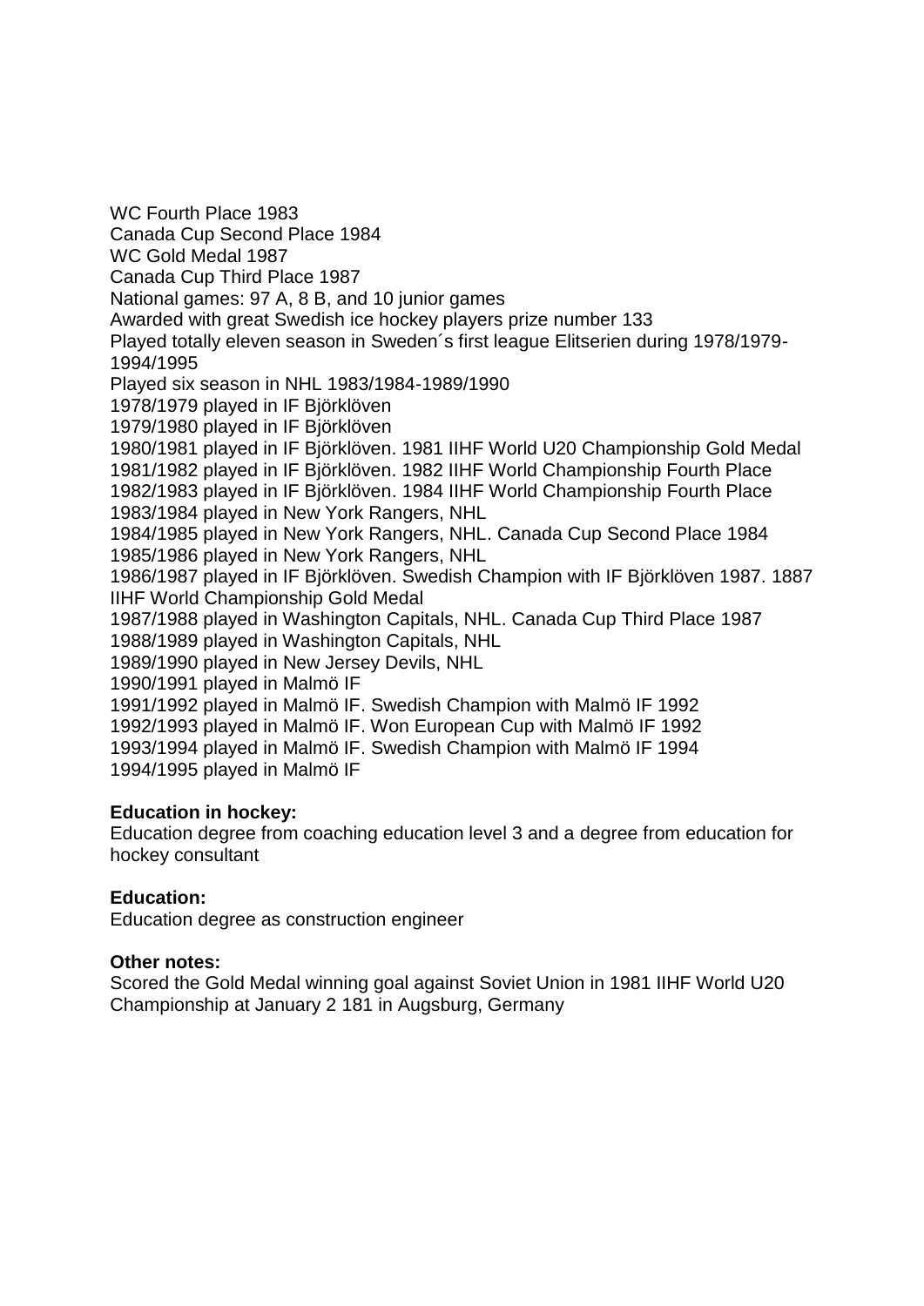WC Fourth Place 1983
Canada Cup Second Place 1984
WC Gold Medal 1987
Canada Cup Third Place 1987
National games: 97 A, 8 B, and 10 junior games
Awarded with great Swedish ice hockey players prize number 133
Played totally eleven season in Sweden´s first league Elitserien during 1978/1979-1994/1995
Played six season in NHL 1983/1984-1989/1990
1978/1979 played in IF Björklöven
1979/1980 played in IF Björklöven
1980/1981 played in IF Björklöven. 1981 IIHF World U20 Championship Gold Medal
1981/1982 played in IF Björklöven. 1982 IIHF World Championship Fourth Place
1982/1983 played in IF Björklöven. 1984 IIHF World Championship Fourth Place
1983/1984 played in New York Rangers, NHL
1984/1985 played in New York Rangers, NHL. Canada Cup Second Place 1984
1985/1986 played in New York Rangers, NHL
1986/1987 played in IF Björklöven. Swedish Champion with IF Björklöven 1987. 1887 IIHF World Championship Gold Medal
1987/1988 played in Washington Capitals, NHL. Canada Cup Third Place 1987
1988/1989 played in Washington Capitals, NHL
1989/1990 played in New Jersey Devils, NHL
1990/1991 played in Malmö IF
1991/1992 played in Malmö IF. Swedish Champion with Malmö IF 1992
1992/1993 played in Malmö IF. Won European Cup with Malmö IF 1992
1993/1994 played in Malmö IF. Swedish Champion with Malmö IF 1994
1994/1995 played in Malmö IF

**Education in hockey:**
Education degree from coaching education level 3 and a degree from education for hockey consultant

**Education:**
Education degree as construction engineer

**Other notes:**
Scored the Gold Medal winning goal against Soviet Union in 1981 IIHF World U20 Championship at January 2 181 in Augsburg, Germany